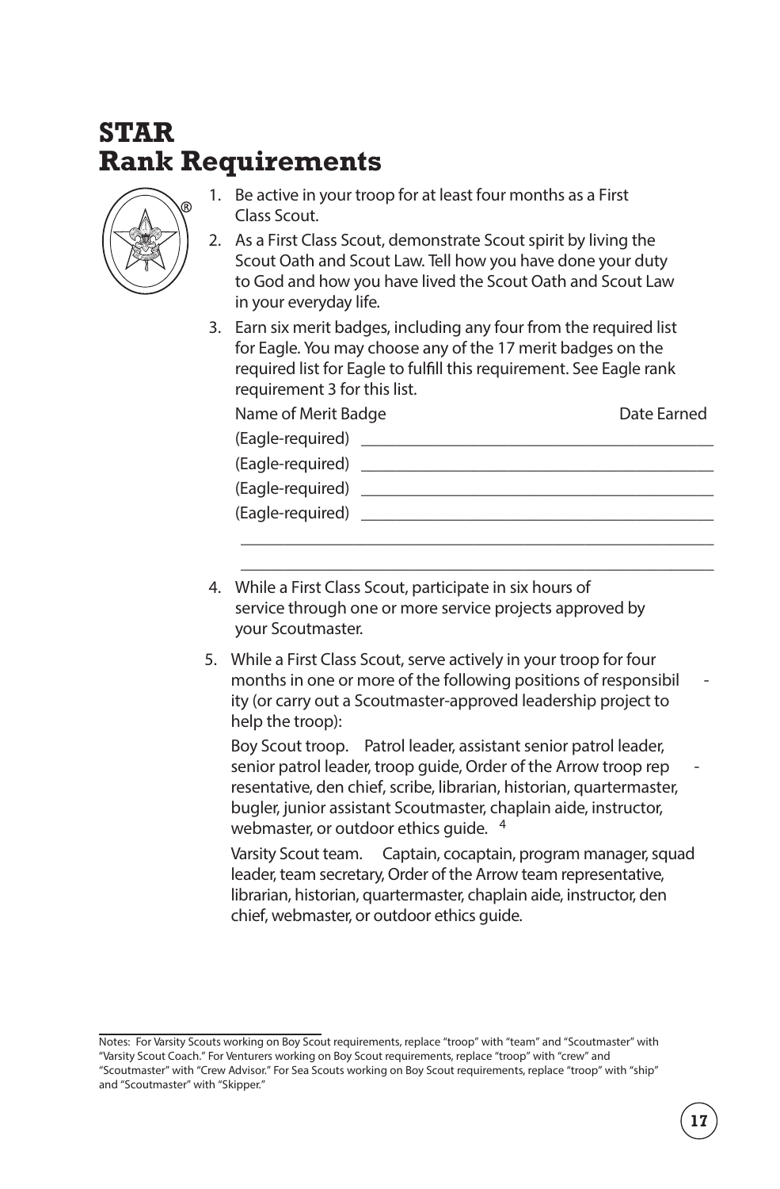# STAR
# Rank Requirements

1. Be active in your troop for at least four months as a First Class Scout.
2. As a First Class Scout, demonstrate Scout spirit by living the Scout Oath and Scout Law. Tell how you have done your duty to God and how you have lived the Scout Oath and Scout Law in your everyday life.
3. Earn six merit badges, including any four from the required list for Eagle. You may choose any of the 17 merit badges on the required list for Eagle to fulfill this requirement. See Eagle rank requirement 3 for this list.

   Name of Merit Badge                                                    Date Earned

   (Eagle-required) ________________________________________

   (Eagle-required) ________________________________________

   (Eagle-required) ________________________________________

   (Eagle-required) ________________________________________

   ________________________________________________________

   ________________________________________________________

4. While a First Class Scout, participate in six hours of service through one or more service projects approved by your Scoutmaster.
5. While a First Class Scout, serve actively in your troop for four months in one or more of the following positions of responsibility (or carry out a Scoutmaster-approved leadership project to help the troop):

   Boy Scout troop. Patrol leader, assistant senior patrol leader, senior patrol leader, troop guide, Order of the Arrow troop representative, den chief, scribe, librarian, historian, quartermaster, bugler, junior assistant Scoutmaster, chaplain aide, instructor, webmaster, or outdoor ethics guide. [4]

   Varsity Scout team. Captain, cocaptain, program manager, squad leader, team secretary, Order of the Arrow team representative, librarian, historian, quartermaster, chaplain aide, instructor, den chief, webmaster, or outdoor ethics guide.

---

Notes: For Varsity Scouts working on Boy Scout requirements, replace "troop" with "team" and "Scoutmaster" with "Varsity Scout Coach." For Venturers working on Boy Scout requirements, replace "troop" with "crew" and "Scoutmaster" with "Crew Advisor." For Sea Scouts working on Boy Scout requirements, replace "troop" with "ship" and "Scoutmaster" with "Skipper."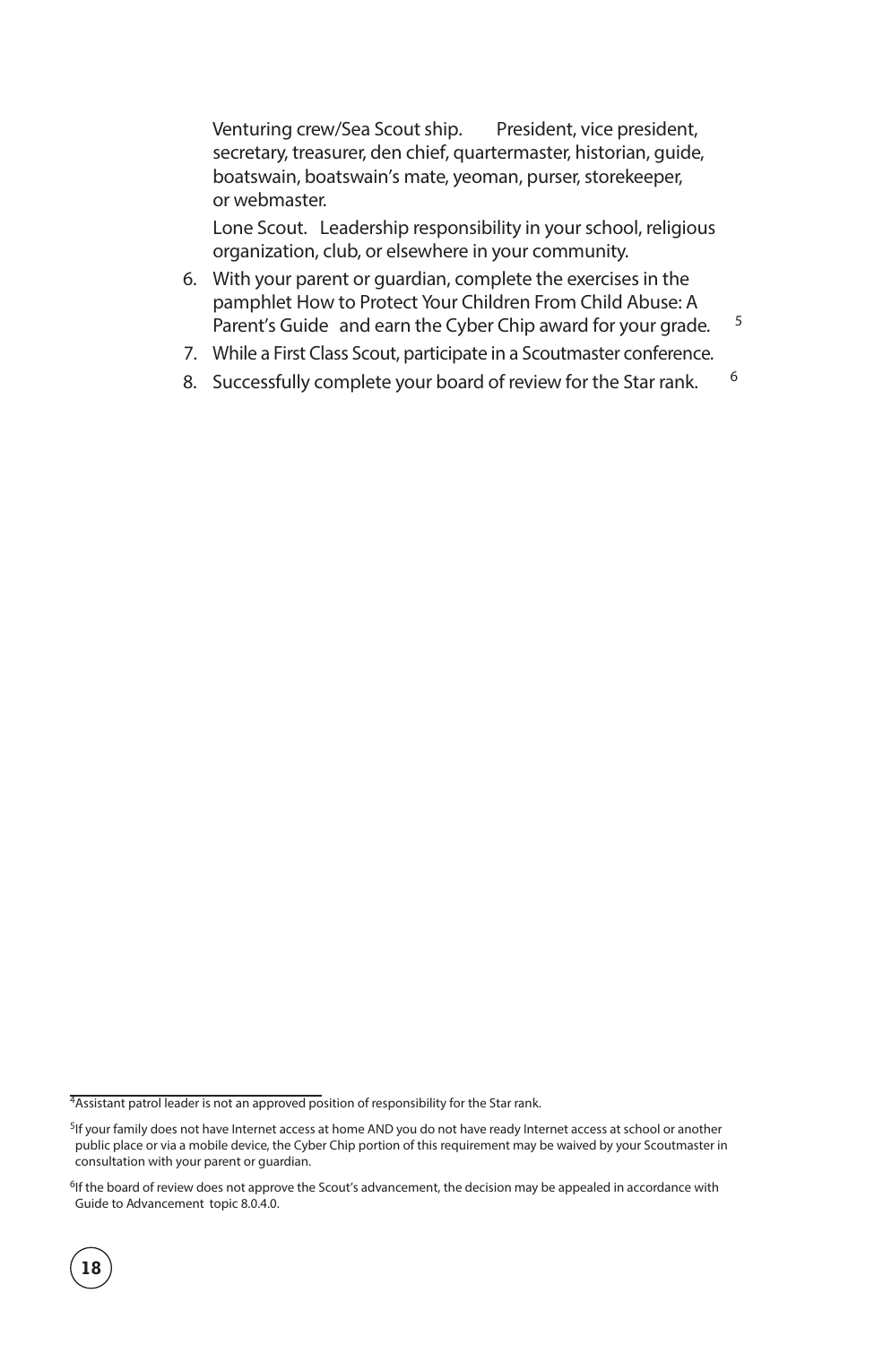Venturing crew/Sea Scout ship. President, vice president, secretary, treasurer, den chief, quartermaster, historian, guide, boatswain, boatswain's mate, yeoman, purser, storekeeper, or webmaster.

Lone Scout. Leadership responsibility in your school, religious organization, club, or elsewhere in your community.

6. With your parent or guardian, complete the exercises in the pamphlet How to Protect Your Children From Child Abuse: A Parent's Guide and earn the Cyber Chip award for your grade.[5]
7. While a First Class Scout, participate in a Scoutmaster conference.
8. Successfully complete your board of review for the Star rank.[6]

---

[4]Assistant patrol leader is not an approved position of responsibility for the Star rank.

[5]If your family does not have Internet access at home AND you do not have ready Internet access at school or another public place or via a mobile device, the Cyber Chip portion of this requirement may be waived by your Scoutmaster in consultation with your parent or guardian.

[6]If the board of review does not approve the Scout's advancement, the decision may be appealed in accordance with Guide to Advancement topic 8.0.4.0.